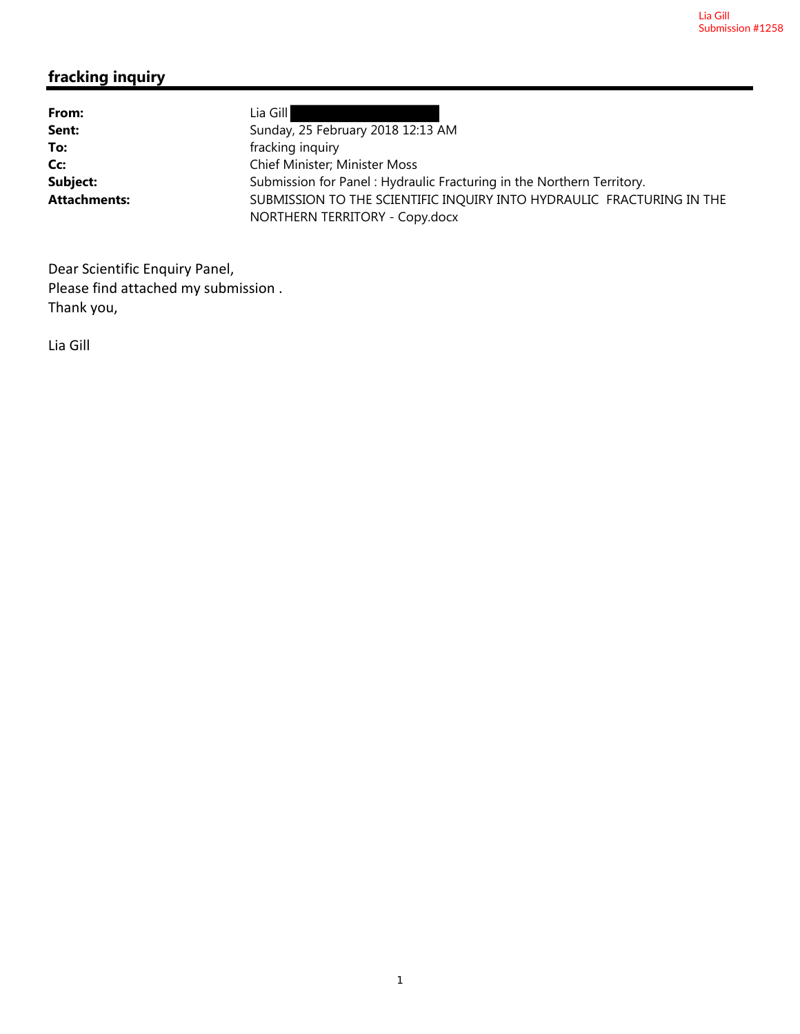Lia Gill
Submission #1258

## fracking inquiry

| | |
|---|---|
| **From:** | Lia Gill |
| **Sent:** | Sunday, 25 February 2018 12:13 AM |
| **To:** | fracking inquiry |
| **Cc:** | Chief Minister; Minister Moss |
| **Subject:** | Submission for Panel : Hydraulic Fracturing in the Northern Territory. |
| **Attachments:** | SUBMISSION TO THE SCIENTIFIC INQUIRY INTO HYDRAULIC FRACTURING IN THE NORTHERN TERRITORY - Copy.docx |

Dear Scientific Enquiry Panel,
Please find attached my submission .
Thank you,

Lia Gill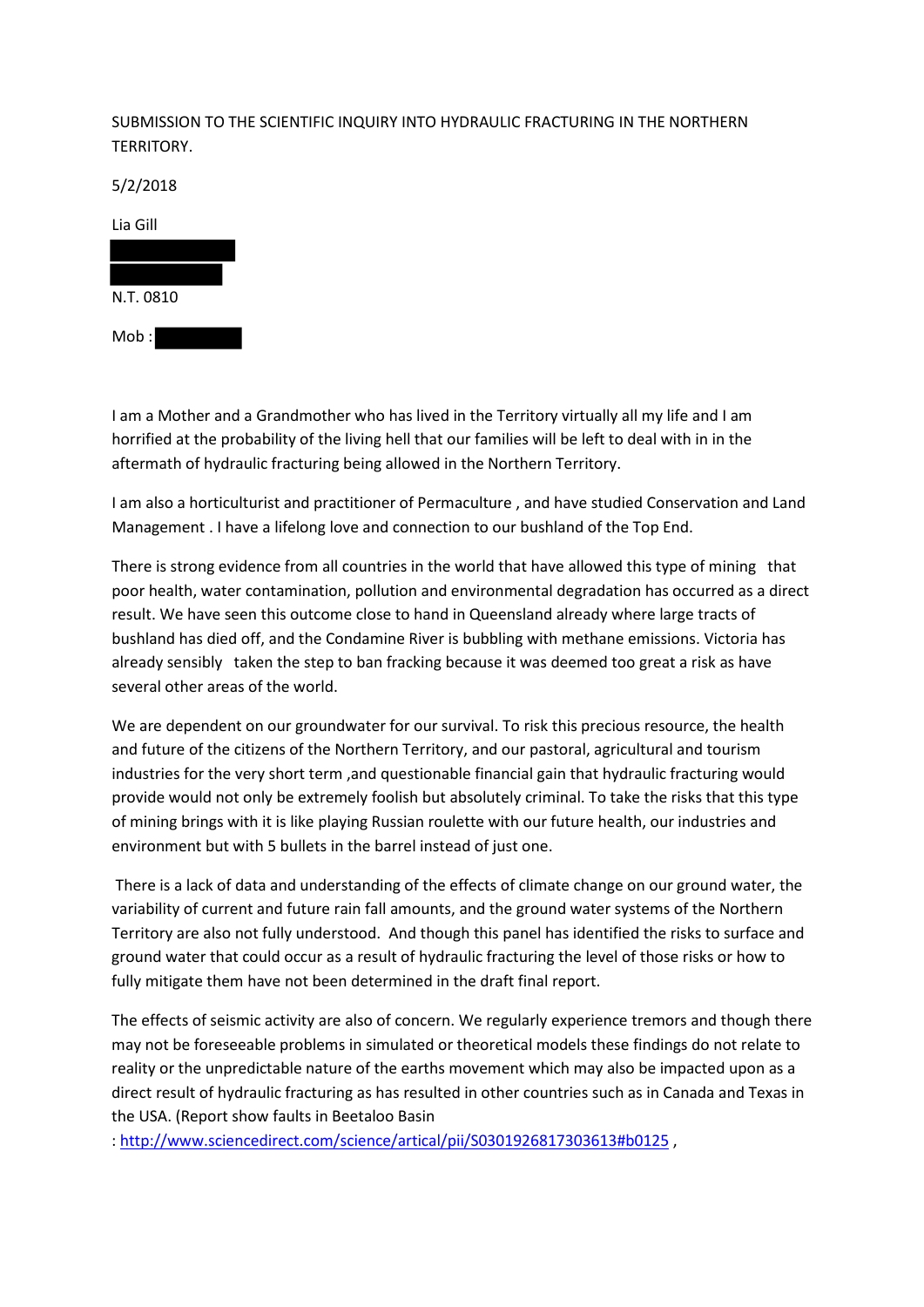SUBMISSION TO THE SCIENTIFIC INQUIRY INTO HYDRAULIC FRACTURING IN THE NORTHERN TERRITORY.

5/2/2018

Lia Gill

N.T. 0810

Mob :

I am a Mother and a Grandmother who has lived in the Territory virtually all my life and I am horrified at the probability of the living hell that our families will be left to deal with in in the aftermath of hydraulic fracturing being allowed in the Northern Territory.

I am also a horticulturist and practitioner of Permaculture , and have studied Conservation and Land Management . I have a lifelong love and connection to our bushland of the Top End.

There is strong evidence from all countries in the world that have allowed this type of mining that poor health, water contamination, pollution and environmental degradation has occurred as a direct result. We have seen this outcome close to hand in Queensland already where large tracts of bushland has died off, and the Condamine River is bubbling with methane emissions. Victoria has already sensibly taken the step to ban fracking because it was deemed too great a risk as have several other areas of the world.

We are dependent on our groundwater for our survival. To risk this precious resource, the health and future of the citizens of the Northern Territory, and our pastoral, agricultural and tourism industries for the very short term ,and questionable financial gain that hydraulic fracturing would provide would not only be extremely foolish but absolutely criminal. To take the risks that this type of mining brings with it is like playing Russian roulette with our future health, our industries and environment but with 5 bullets in the barrel instead of just one.

There is a lack of data and understanding of the effects of climate change on our ground water, the variability of current and future rain fall amounts, and the ground water systems of the Northern Territory are also not fully understood. And though this panel has identified the risks to surface and ground water that could occur as a result of hydraulic fracturing the level of those risks or how to fully mitigate them have not been determined in the draft final report.

The effects of seismic activity are also of concern. We regularly experience tremors and though there may not be foreseeable problems in simulated or theoretical models these findings do not relate to reality or the unpredictable nature of the earths movement which may also be impacted upon as a direct result of hydraulic fracturing as has resulted in other countries such as in Canada and Texas in the USA. (Report show faults in Beetaloo Basin : http://www.sciencedirect.com/science/artical/pii/S0301926817303613#b0125 ,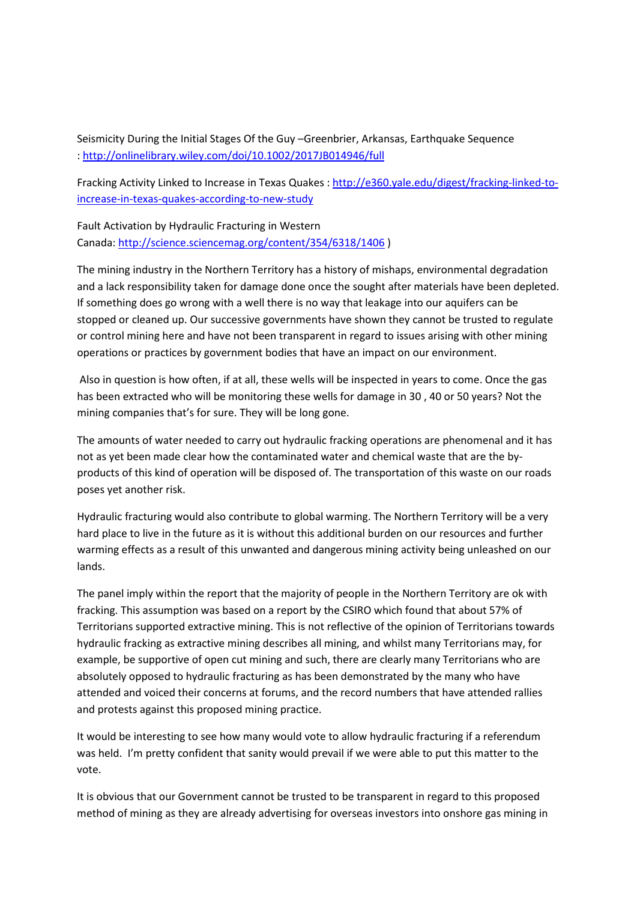Seismicity During the Initial Stages Of the Guy –Greenbrier, Arkansas, Earthquake Sequence : http://onlinelibrary.wiley.com/doi/10.1002/2017JB014946/full

Fracking Activity Linked to Increase in Texas Quakes : http://e360.yale.edu/digest/fracking-linked-to-increase-in-texas-quakes-according-to-new-study

Fault Activation by Hydraulic Fracturing in Western Canada: http://science.sciencemag.org/content/354/6318/1406 )

The mining industry in the Northern Territory has a history of mishaps, environmental degradation and a lack responsibility taken for damage done once the sought after materials have been depleted. If something does go wrong with a well there is no way that leakage into our aquifers can be stopped or cleaned up. Our successive governments have shown they cannot be trusted to regulate or control mining here and have not been transparent in regard to issues arising with other mining operations or practices by government bodies that have an impact on our environment.

Also in question is how often, if at all, these wells will be inspected in years to come. Once the gas has been extracted who will be monitoring these wells for damage in 30 , 40 or 50 years? Not the mining companies that's for sure. They will be long gone.

The amounts of water needed to carry out hydraulic fracking operations are phenomenal and it has not as yet been made clear how the contaminated water and chemical waste that are the by-products of this kind of operation will be disposed of. The transportation of this waste on our roads poses yet another risk.

Hydraulic fracturing would also contribute to global warming. The Northern Territory will be a very hard place to live in the future as it is without this additional burden on our resources and further warming effects as a result of this unwanted and dangerous mining activity being unleashed on our lands.

The panel imply within the report that the majority of people in the Northern Territory are ok with fracking. This assumption was based on a report by the CSIRO which found that about 57% of Territorians supported extractive mining. This is not reflective of the opinion of Territorians towards hydraulic fracking as extractive mining describes all mining, and whilst many Territorians may, for example, be supportive of open cut mining and such, there are clearly many Territorians who are absolutely opposed to hydraulic fracturing as has been demonstrated by the many who have attended and voiced their concerns at forums, and the record numbers that have attended rallies and protests against this proposed mining practice.

It would be interesting to see how many would vote to allow hydraulic fracturing if a referendum was held. I'm pretty confident that sanity would prevail if we were able to put this matter to the vote.

It is obvious that our Government cannot be trusted to be transparent in regard to this proposed method of mining as they are already advertising for overseas investors into onshore gas mining in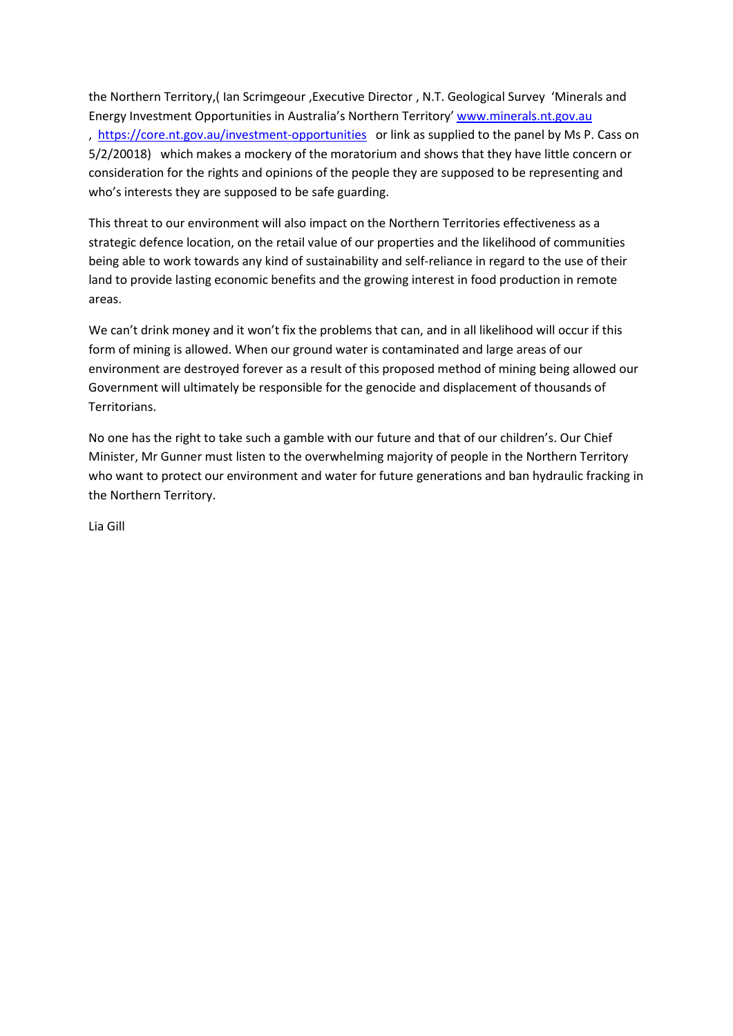the Northern Territory,( Ian Scrimgeour ,Executive Director , N.T. Geological Survey 'Minerals and Energy Investment Opportunities in Australia's Northern Territory' www.minerals.nt.gov.au , https://core.nt.gov.au/investment-opportunities or link as supplied to the panel by Ms P. Cass on 5/2/20018) which makes a mockery of the moratorium and shows that they have little concern or consideration for the rights and opinions of the people they are supposed to be representing and who's interests they are supposed to be safe guarding.

This threat to our environment will also impact on the Northern Territories effectiveness as a strategic defence location, on the retail value of our properties and the likelihood of communities being able to work towards any kind of sustainability and self-reliance in regard to the use of their land to provide lasting economic benefits and the growing interest in food production in remote areas.

We can't drink money and it won't fix the problems that can, and in all likelihood will occur if this form of mining is allowed. When our ground water is contaminated and large areas of our environment are destroyed forever as a result of this proposed method of mining being allowed our Government will ultimately be responsible for the genocide and displacement of thousands of Territorians.

No one has the right to take such a gamble with our future and that of our children's. Our Chief Minister, Mr Gunner must listen to the overwhelming majority of people in the Northern Territory who want to protect our environment and water for future generations and ban hydraulic fracking in the Northern Territory.

Lia Gill